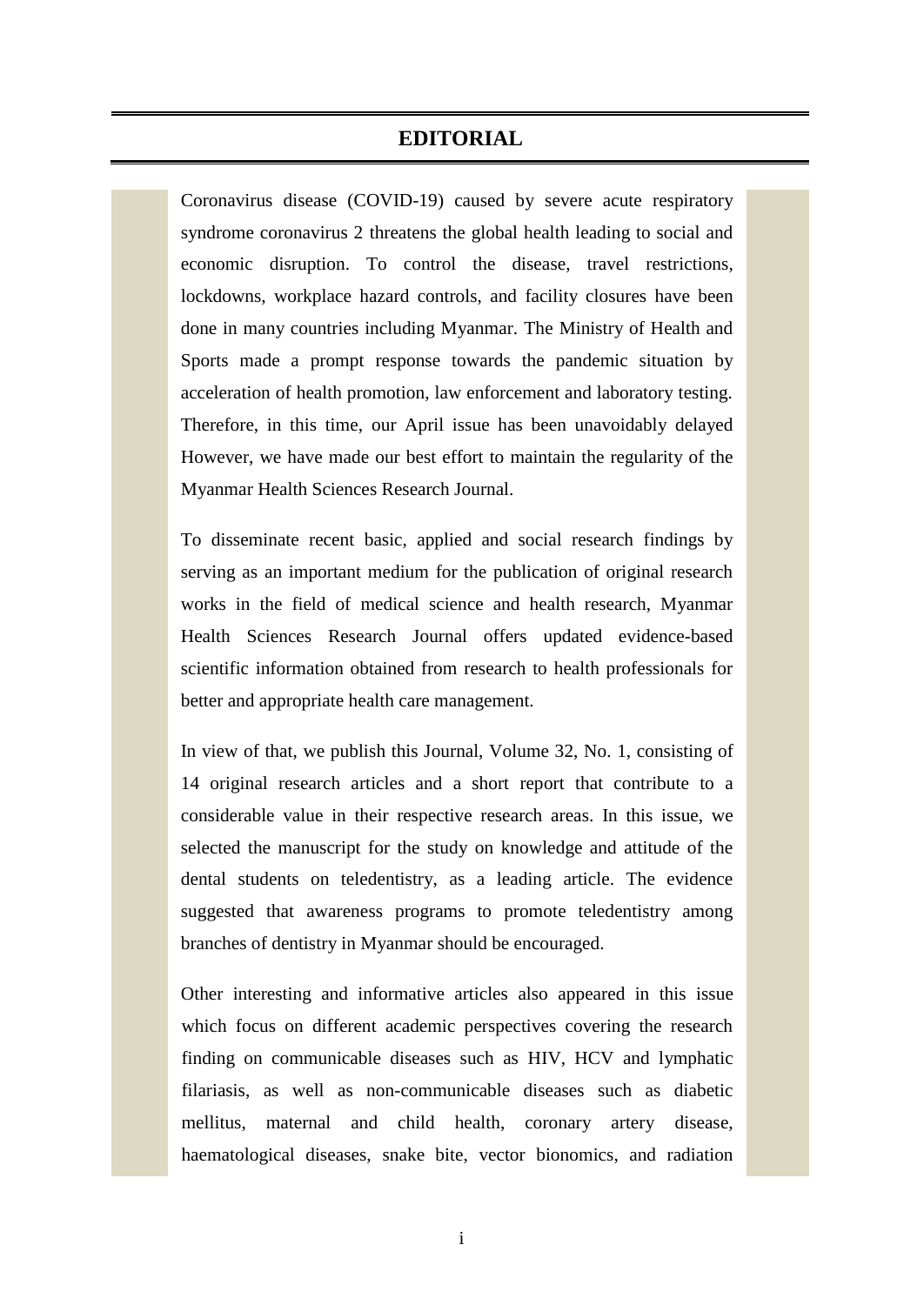# EDITORIAL

Coronavirus disease (COVID-19) caused by severe acute respiratory syndrome coronavirus 2 threatens the global health leading to social and economic disruption. To control the disease, travel restrictions, lockdowns, workplace hazard controls, and facility closures have been done in many countries including Myanmar. The Ministry of Health and Sports made a prompt response towards the pandemic situation by acceleration of health promotion, law enforcement and laboratory testing. Therefore, in this time, our April issue has been unavoidably delayed However, we have made our best effort to maintain the regularity of the Myanmar Health Sciences Research Journal.

To disseminate recent basic, applied and social research findings by serving as an important medium for the publication of original research works in the field of medical science and health research, Myanmar Health Sciences Research Journal offers updated evidence-based scientific information obtained from research to health professionals for better and appropriate health care management.

In view of that, we publish this Journal, Volume 32, No. 1, consisting of 14 original research articles and a short report that contribute to a considerable value in their respective research areas. In this issue, we selected the manuscript for the study on knowledge and attitude of the dental students on teledentistry, as a leading article. The evidence suggested that awareness programs to promote teledentistry among branches of dentistry in Myanmar should be encouraged.

Other interesting and informative articles also appeared in this issue which focus on different academic perspectives covering the research finding on communicable diseases such as HIV, HCV and lymphatic filariasis, as well as non-communicable diseases such as diabetic mellitus, maternal and child health, coronary artery disease, haematological diseases, snake bite, vector bionomics, and radiation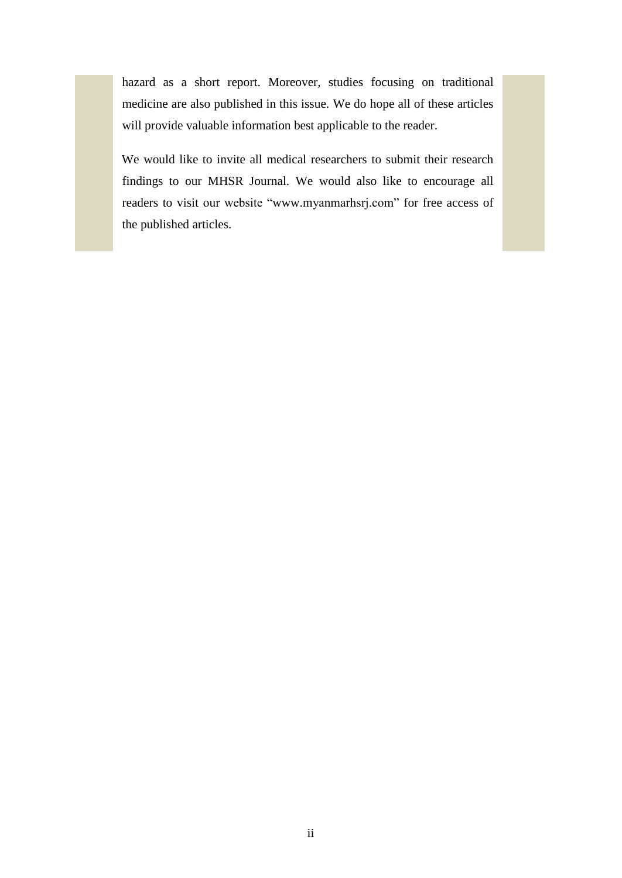hazard as a short report. Moreover, studies focusing on traditional medicine are also published in this issue. We do hope all of these articles will provide valuable information best applicable to the reader.

We would like to invite all medical researchers to submit their research findings to our MHSR Journal. We would also like to encourage all readers to visit our website "www.myanmarhsrj.com" for free access of the published articles.